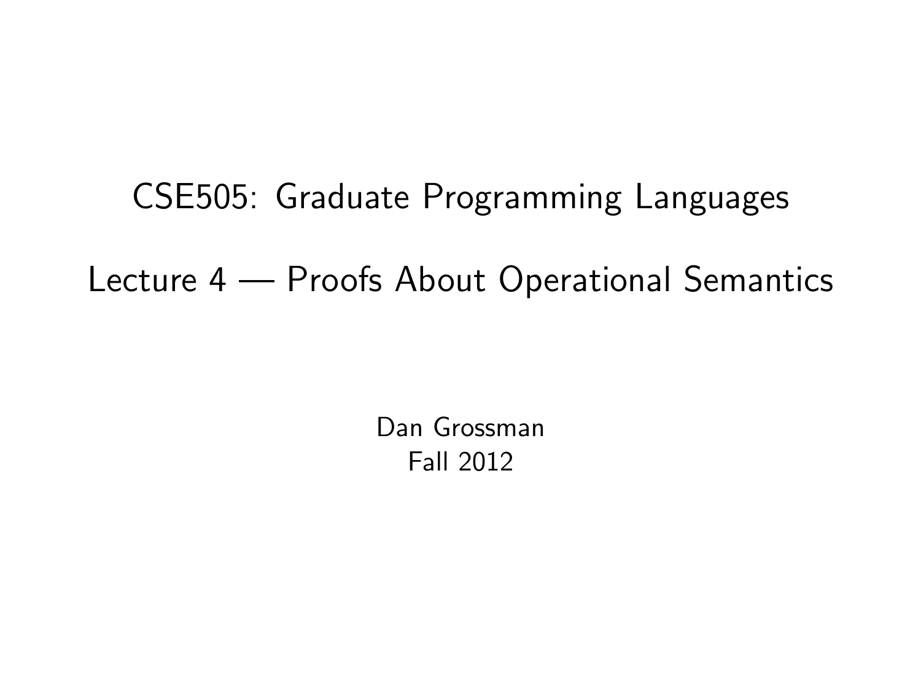# CSE505: Graduate Programming Languages

## Lecture 4 — Proofs About Operational Semantics

Dan Grossman
Fall 2012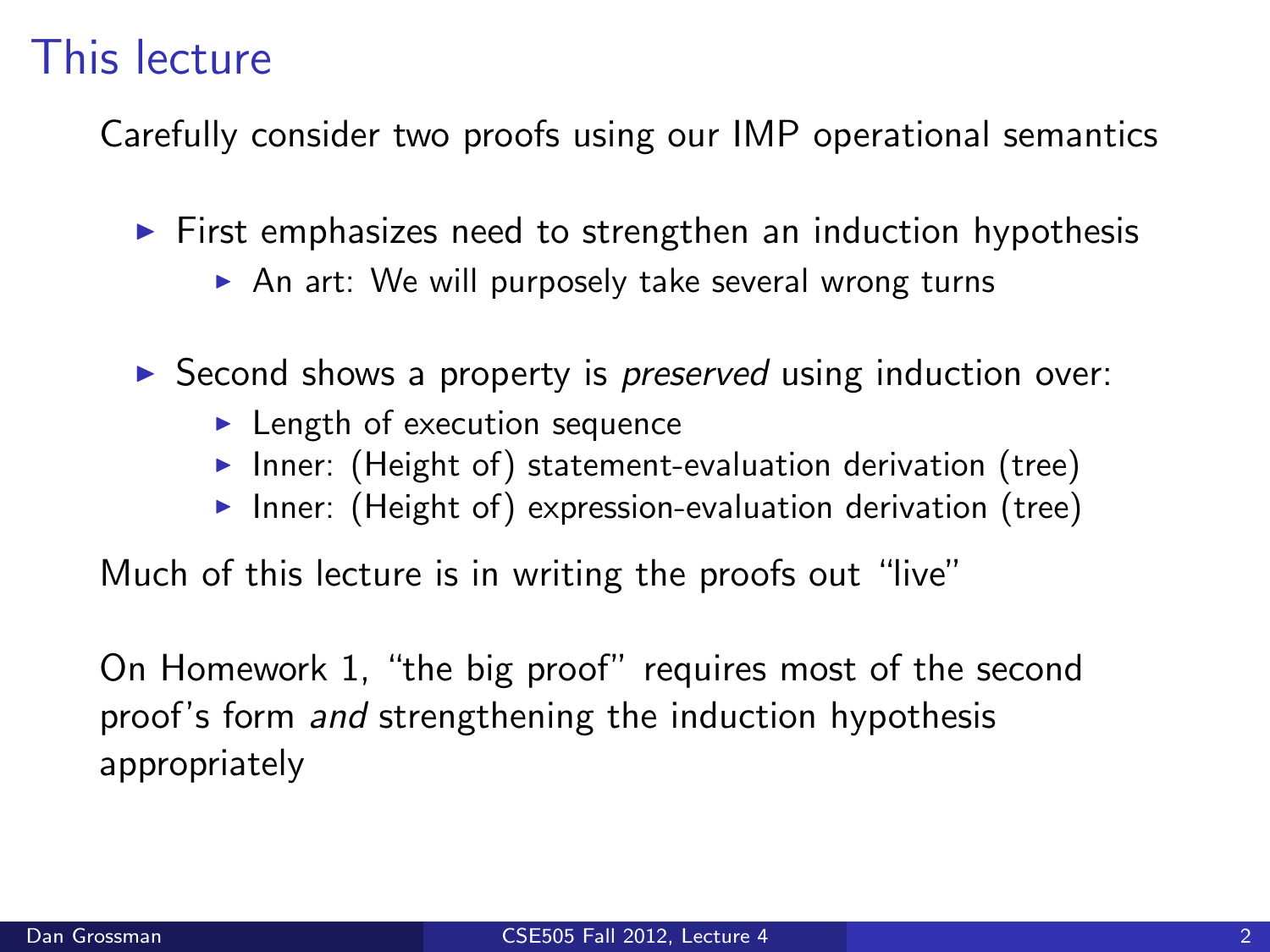# This lecture

Carefully consider two proofs using our IMP operational semantics

- First emphasizes need to strengthen an induction hypothesis
  - An art: We will purposely take several wrong turns
- Second shows a property is *preserved* using induction over:
  - Length of execution sequence
  - Inner: (Height of) statement-evaluation derivation (tree)
  - Inner: (Height of) expression-evaluation derivation (tree)

Much of this lecture is in writing the proofs out "live"

On Homework 1, "the big proof" requires most of the second proof's form *and* strengthening the induction hypothesis appropriately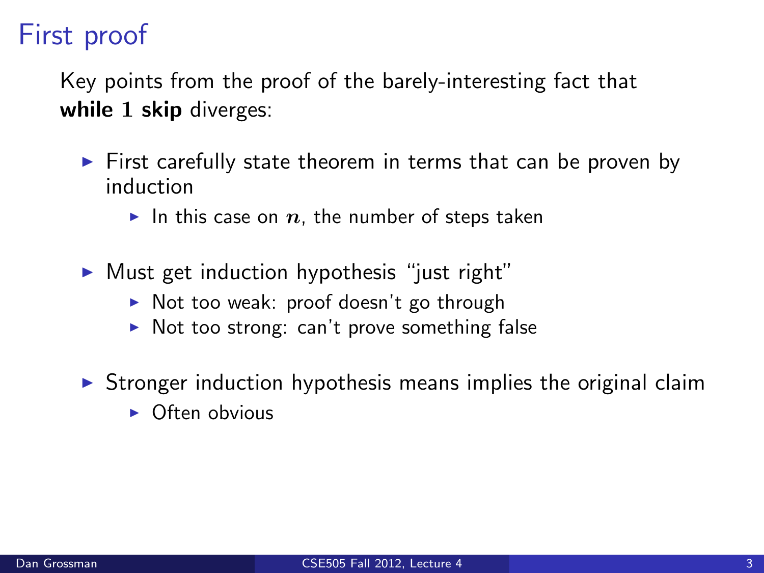# First proof

Key points from the proof of the barely-interesting fact that **while** $1$ **skip** diverges:

- First carefully state theorem in terms that can be proven by induction
  - In this case on $n$, the number of steps taken
- Must get induction hypothesis "just right"
  - Not too weak: proof doesn't go through
  - Not too strong: can't prove something false
- Stronger induction hypothesis means implies the original claim
  - Often obvious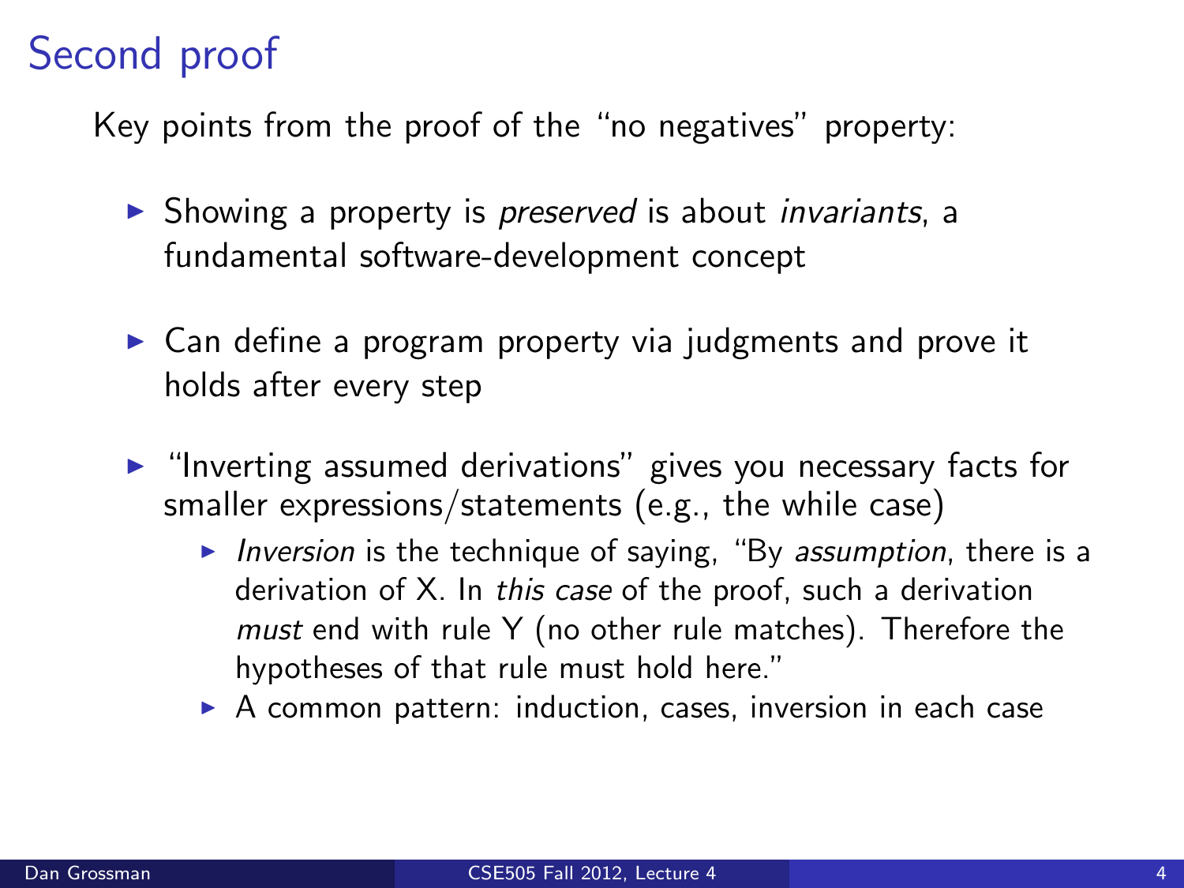# Second proof

Key points from the proof of the "no negatives" property:

- Showing a property is *preserved* is about *invariants*, a fundamental software-development concept
- Can define a program property via judgments and prove it holds after every step
- "Inverting assumed derivations" gives you necessary facts for smaller expressions/statements (e.g., the while case)
  - *Inversion* is the technique of saying, "By *assumption*, there is a derivation of X. In *this case* of the proof, such a derivation *must* end with rule Y (no other rule matches). Therefore the hypotheses of that rule must hold here."
  - A common pattern: induction, cases, inversion in each case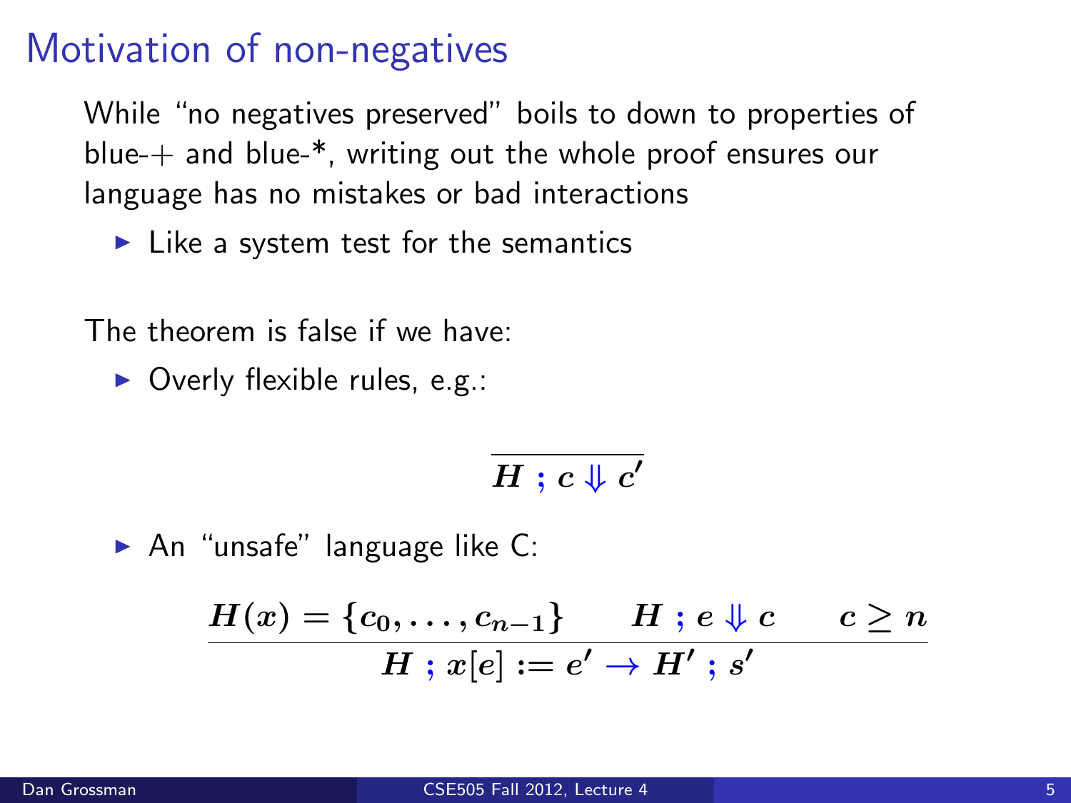# Motivation of non-negatives

While "no negatives preserved" boils to down to properties of blue-+ and blue-*, writing out the whole proof ensures our language has no mistakes or bad interactions

- Like a system test for the semantics

The theorem is false if we have:

- Overly flexible rules, e.g.:

$$\frac{}{H \; ; \; c \Downarrow c'}$$

- An "unsafe" language like C:

$$\frac{H(x) = \{c_0, \ldots, c_{n-1}\} \qquad H \; ; \; e \Downarrow c \qquad c \geq n}{H \; ; \; x[e] := e' \rightarrow H' \; ; \; s'}$$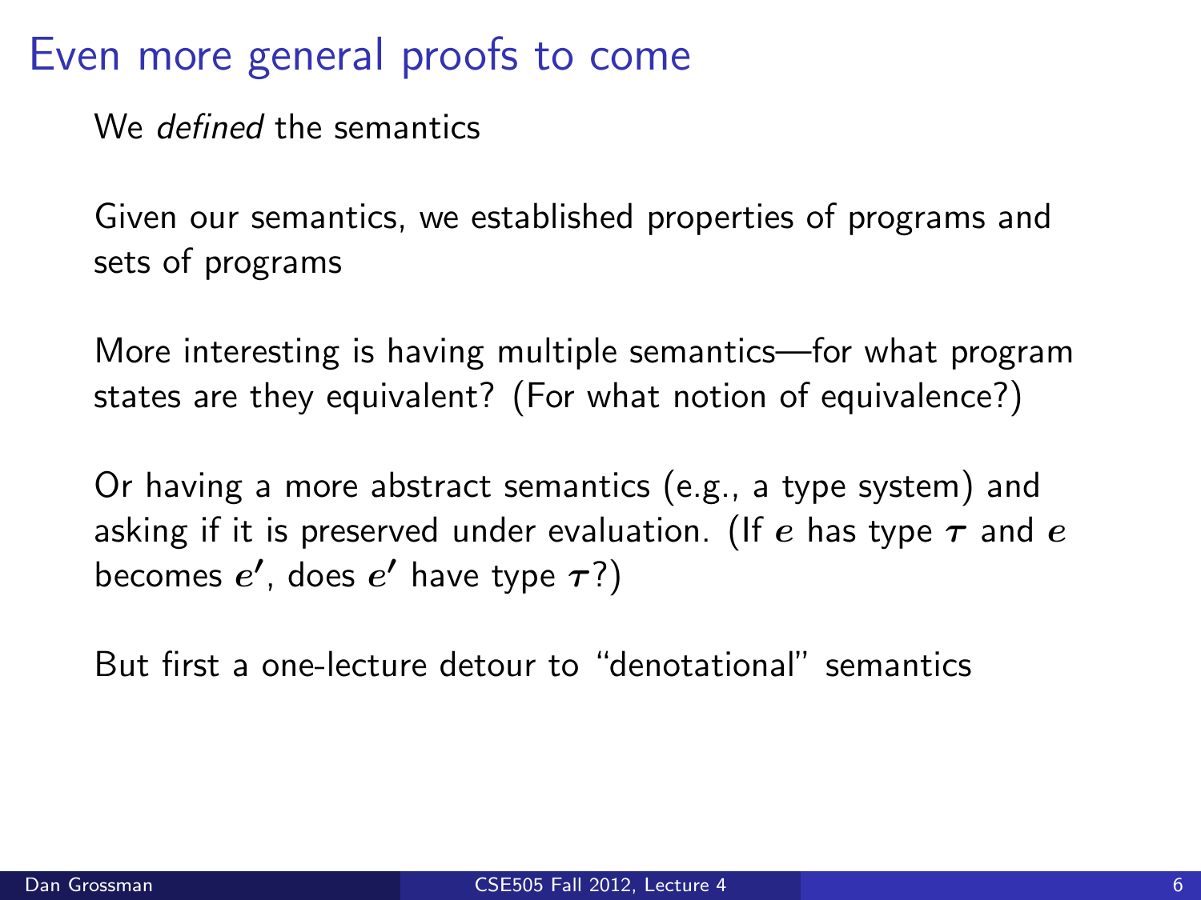# Even more general proofs to come

We *defined* the semantics

Given our semantics, we established properties of programs and sets of programs

More interesting is having multiple semantics—for what program states are they equivalent? (For what notion of equivalence?)

Or having a more abstract semantics (e.g., a type system) and asking if it is preserved under evaluation. (If $e$ has type $\tau$ and $e$ becomes $e'$, does $e'$ have type $\tau$?)

But first a one-lecture detour to "denotational" semantics